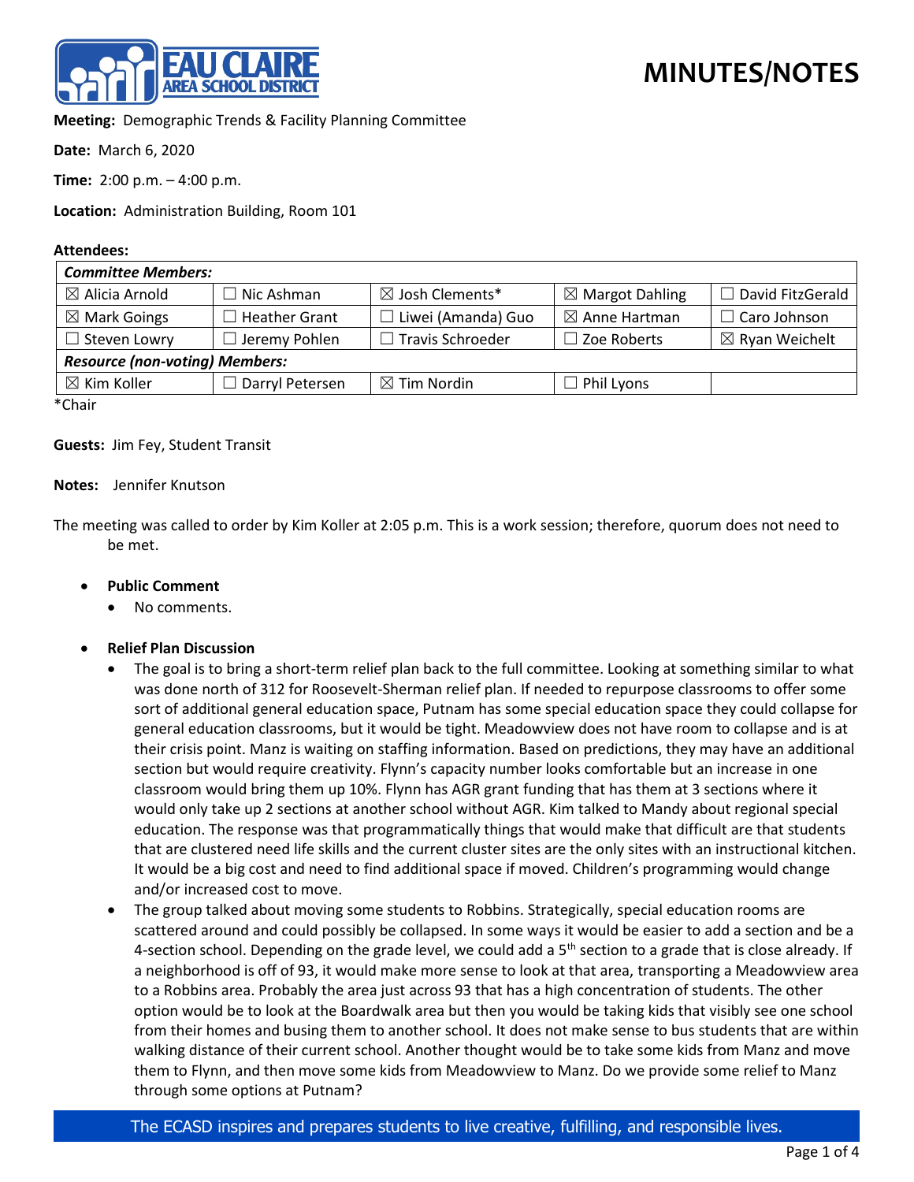# MINUTES/NOTES

**Meeting:** Demographic Trends & Facility Planning Committee

**Date:** March 6, 2020

**Time:** 2:00 p.m. – 4:00 p.m.

**Location:** Administration Building, Room 101

**Attendees:**

| *Committee Members:* | | | | |
|---|---|---|---|---|
| ☒ Alicia Arnold | ☐ Nic Ashman | ☒ Josh Clements* | ☒ Margot Dahling | ☐ David FitzGerald |
| ☒ Mark Goings | ☐ Heather Grant | ☐ Liwei (Amanda) Guo | ☒ Anne Hartman | ☐ Caro Johnson |
| ☐ Steven Lowry | ☐ Jeremy Pohlen | ☐ Travis Schroeder | ☐ Zoe Roberts | ☒ Ryan Weichelt |
| *Resource (non-voting) Members:* | | | | |
| ☒ Kim Koller | ☐ Darryl Petersen | ☒ Tim Nordin | ☐ Phil Lyons | |

*Chair

**Guests:** Jim Fey, Student Transit

**Notes:** Jennifer Knutson

The meeting was called to order by Kim Koller at 2:05 p.m. This is a work session; therefore, quorum does not need to be met.

- **Public Comment**
  - No comments.

- **Relief Plan Discussion**
  - The goal is to bring a short-term relief plan back to the full committee. Looking at something similar to what was done north of 312 for Roosevelt-Sherman relief plan. If needed to repurpose classrooms to offer some sort of additional general education space, Putnam has some special education space they could collapse for general education classrooms, but it would be tight. Meadowview does not have room to collapse and is at their crisis point. Manz is waiting on staffing information. Based on predictions, they may have an additional section but would require creativity. Flynn's capacity number looks comfortable but an increase in one classroom would bring them up 10%. Flynn has AGR grant funding that has them at 3 sections where it would only take up 2 sections at another school without AGR. Kim talked to Mandy about regional special education. The response was that programmatically things that would make that difficult are that students that are clustered need life skills and the current cluster sites are the only sites with an instructional kitchen. It would be a big cost and need to find additional space if moved. Children's programming would change and/or increased cost to move.
  - The group talked about moving some students to Robbins. Strategically, special education rooms are scattered around and could possibly be collapsed. In some ways it would be easier to add a section and be a 4-section school. Depending on the grade level, we could add a 5th section to a grade that is close already. If a neighborhood is off of 93, it would make more sense to look at that area, transporting a Meadowview area to a Robbins area. Probably the area just across 93 that has a high concentration of students. The other option would be to look at the Boardwalk area but then you would be taking kids that visibly see one school from their homes and busing them to another school. It does not make sense to bus students that are within walking distance of their current school. Another thought would be to take some kids from Manz and move them to Flynn, and then move some kids from Meadowview to Manz. Do we provide some relief to Manz through some options at Putnam?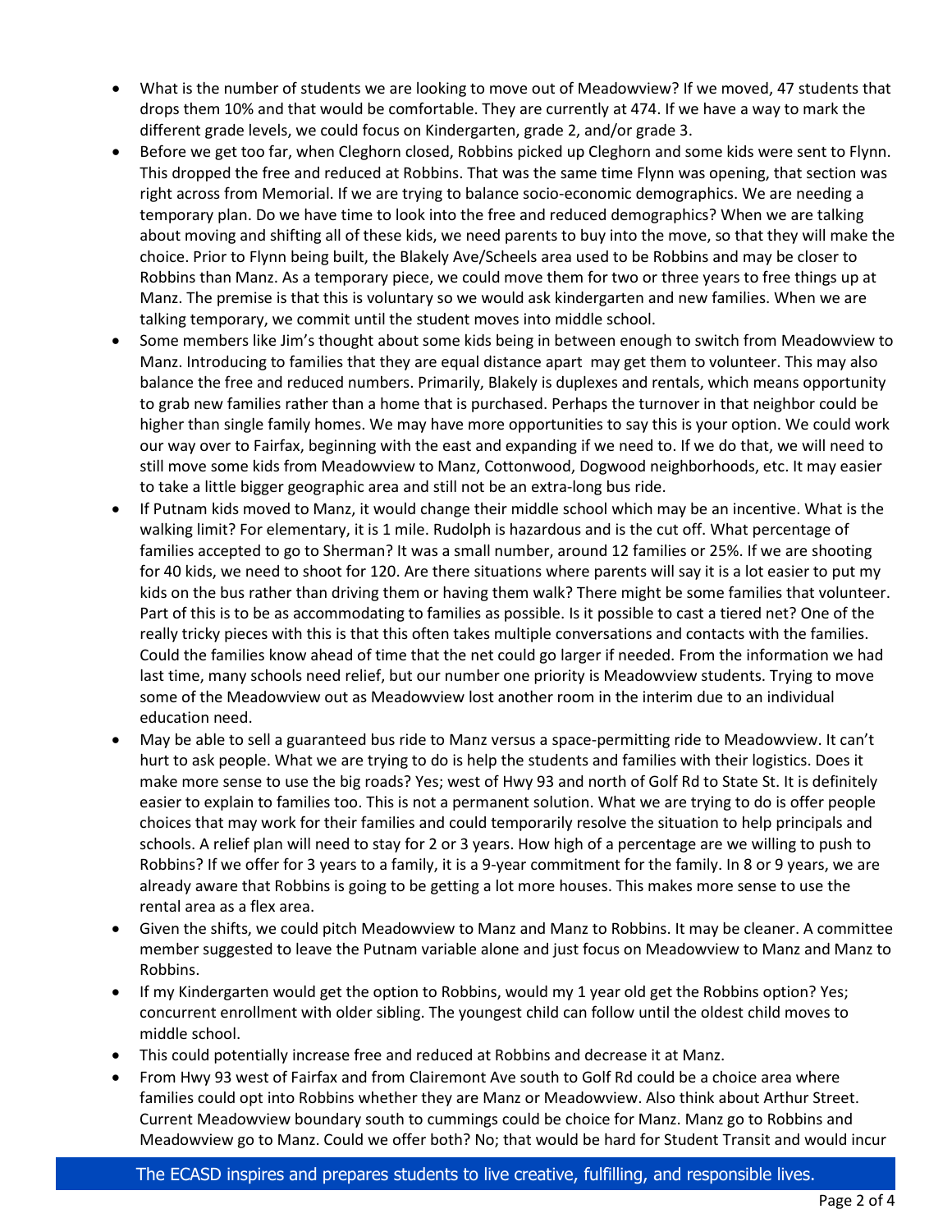- What is the number of students we are looking to move out of Meadowview? If we moved, 47 students that drops them 10% and that would be comfortable. They are currently at 474. If we have a way to mark the different grade levels, we could focus on Kindergarten, grade 2, and/or grade 3.
- Before we get too far, when Cleghorn closed, Robbins picked up Cleghorn and some kids were sent to Flynn. This dropped the free and reduced at Robbins. That was the same time Flynn was opening, that section was right across from Memorial. If we are trying to balance socio-economic demographics. We are needing a temporary plan. Do we have time to look into the free and reduced demographics? When we are talking about moving and shifting all of these kids, we need parents to buy into the move, so that they will make the choice. Prior to Flynn being built, the Blakely Ave/Scheels area used to be Robbins and may be closer to Robbins than Manz. As a temporary piece, we could move them for two or three years to free things up at Manz. The premise is that this is voluntary so we would ask kindergarten and new families. When we are talking temporary, we commit until the student moves into middle school.
- Some members like Jim's thought about some kids being in between enough to switch from Meadowview to Manz. Introducing to families that they are equal distance apart may get them to volunteer. This may also balance the free and reduced numbers. Primarily, Blakely is duplexes and rentals, which means opportunity to grab new families rather than a home that is purchased. Perhaps the turnover in that neighbor could be higher than single family homes. We may have more opportunities to say this is your option. We could work our way over to Fairfax, beginning with the east and expanding if we need to. If we do that, we will need to still move some kids from Meadowview to Manz, Cottonwood, Dogwood neighborhoods, etc. It may easier to take a little bigger geographic area and still not be an extra-long bus ride.
- If Putnam kids moved to Manz, it would change their middle school which may be an incentive. What is the walking limit? For elementary, it is 1 mile. Rudolph is hazardous and is the cut off. What percentage of families accepted to go to Sherman? It was a small number, around 12 families or 25%. If we are shooting for 40 kids, we need to shoot for 120. Are there situations where parents will say it is a lot easier to put my kids on the bus rather than driving them or having them walk? There might be some families that volunteer. Part of this is to be as accommodating to families as possible. Is it possible to cast a tiered net? One of the really tricky pieces with this is that this often takes multiple conversations and contacts with the families. Could the families know ahead of time that the net could go larger if needed. From the information we had last time, many schools need relief, but our number one priority is Meadowview students. Trying to move some of the Meadowview out as Meadowview lost another room in the interim due to an individual education need.
- May be able to sell a guaranteed bus ride to Manz versus a space-permitting ride to Meadowview. It can't hurt to ask people. What we are trying to do is help the students and families with their logistics. Does it make more sense to use the big roads? Yes; west of Hwy 93 and north of Golf Rd to State St. It is definitely easier to explain to families too. This is not a permanent solution. What we are trying to do is offer people choices that may work for their families and could temporarily resolve the situation to help principals and schools. A relief plan will need to stay for 2 or 3 years. How high of a percentage are we willing to push to Robbins? If we offer for 3 years to a family, it is a 9-year commitment for the family. In 8 or 9 years, we are already aware that Robbins is going to be getting a lot more houses. This makes more sense to use the rental area as a flex area.
- Given the shifts, we could pitch Meadowview to Manz and Manz to Robbins. It may be cleaner. A committee member suggested to leave the Putnam variable alone and just focus on Meadowview to Manz and Manz to Robbins.
- If my Kindergarten would get the option to Robbins, would my 1 year old get the Robbins option? Yes; concurrent enrollment with older sibling. The youngest child can follow until the oldest child moves to middle school.
- This could potentially increase free and reduced at Robbins and decrease it at Manz.
- From Hwy 93 west of Fairfax and from Clairemont Ave south to Golf Rd could be a choice area where families could opt into Robbins whether they are Manz or Meadowview. Also think about Arthur Street. Current Meadowview boundary south to cummings could be choice for Manz. Manz go to Robbins and Meadowview go to Manz. Could we offer both? No; that would be hard for Student Transit and would incur

The ECASD inspires and prepares students to live creative, fulfilling, and responsible lives.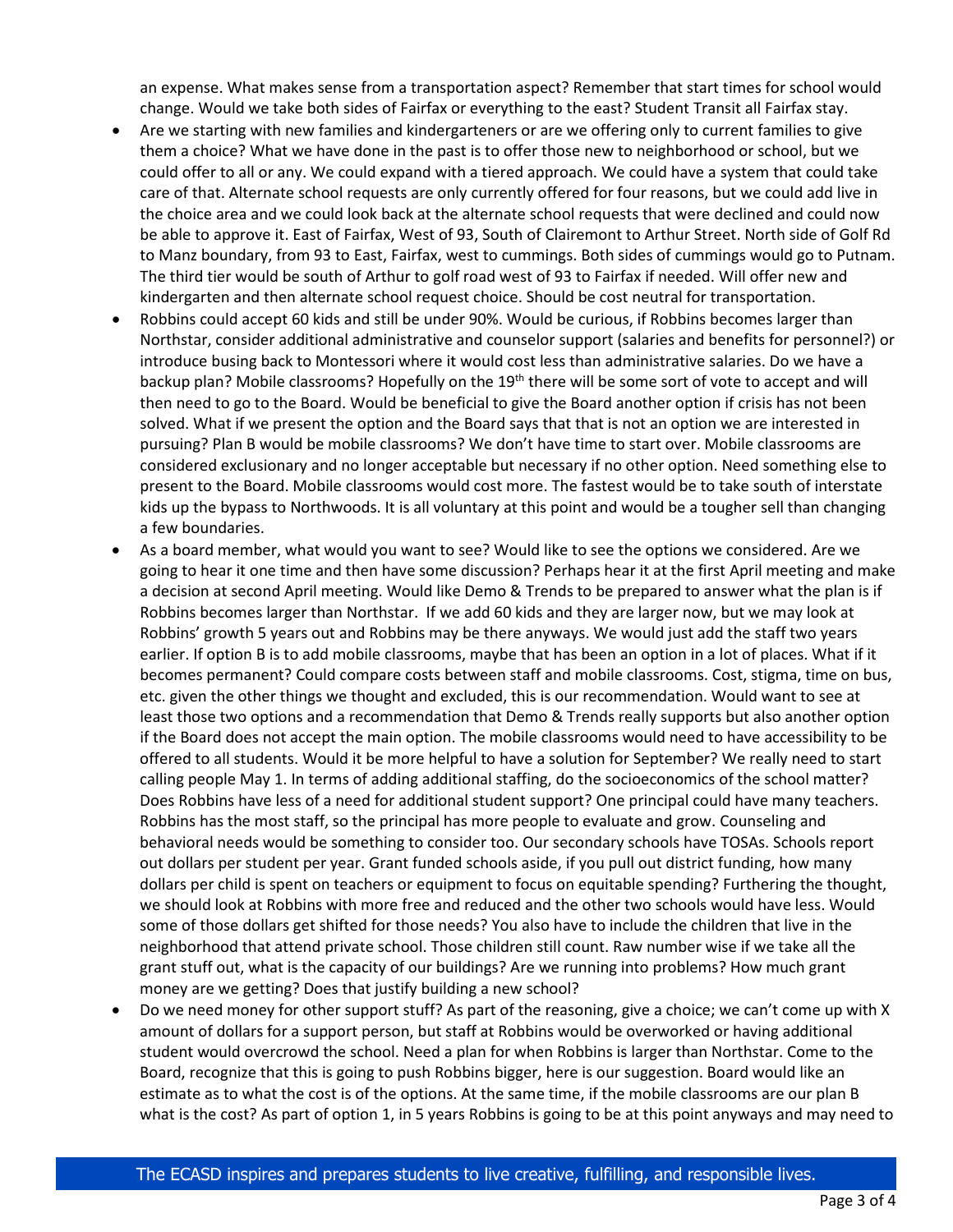an expense. What makes sense from a transportation aspect? Remember that start times for school would change. Would we take both sides of Fairfax or everything to the east? Student Transit all Fairfax stay.

- Are we starting with new families and kindergarteners or are we offering only to current families to give them a choice? What we have done in the past is to offer those new to neighborhood or school, but we could offer to all or any. We could expand with a tiered approach. We could have a system that could take care of that. Alternate school requests are only currently offered for four reasons, but we could add live in the choice area and we could look back at the alternate school requests that were declined and could now be able to approve it. East of Fairfax, West of 93, South of Clairemont to Arthur Street. North side of Golf Rd to Manz boundary, from 93 to East, Fairfax, west to cummings. Both sides of cummings would go to Putnam. The third tier would be south of Arthur to golf road west of 93 to Fairfax if needed. Will offer new and kindergarten and then alternate school request choice. Should be cost neutral for transportation.
- Robbins could accept 60 kids and still be under 90%. Would be curious, if Robbins becomes larger than Northstar, consider additional administrative and counselor support (salaries and benefits for personnel?) or introduce busing back to Montessori where it would cost less than administrative salaries. Do we have a backup plan? Mobile classrooms? Hopefully on the 19th there will be some sort of vote to accept and will then need to go to the Board. Would be beneficial to give the Board another option if crisis has not been solved. What if we present the option and the Board says that that is not an option we are interested in pursuing? Plan B would be mobile classrooms? We don't have time to start over. Mobile classrooms are considered exclusionary and no longer acceptable but necessary if no other option. Need something else to present to the Board. Mobile classrooms would cost more. The fastest would be to take south of interstate kids up the bypass to Northwoods. It is all voluntary at this point and would be a tougher sell than changing a few boundaries.
- As a board member, what would you want to see? Would like to see the options we considered. Are we going to hear it one time and then have some discussion? Perhaps hear it at the first April meeting and make a decision at second April meeting. Would like Demo & Trends to be prepared to answer what the plan is if Robbins becomes larger than Northstar. If we add 60 kids and they are larger now, but we may look at Robbins' growth 5 years out and Robbins may be there anyways. We would just add the staff two years earlier. If option B is to add mobile classrooms, maybe that has been an option in a lot of places. What if it becomes permanent? Could compare costs between staff and mobile classrooms. Cost, stigma, time on bus, etc. given the other things we thought and excluded, this is our recommendation. Would want to see at least those two options and a recommendation that Demo & Trends really supports but also another option if the Board does not accept the main option. The mobile classrooms would need to have accessibility to be offered to all students. Would it be more helpful to have a solution for September? We really need to start calling people May 1. In terms of adding additional staffing, do the socioeconomics of the school matter? Does Robbins have less of a need for additional student support? One principal could have many teachers. Robbins has the most staff, so the principal has more people to evaluate and grow. Counseling and behavioral needs would be something to consider too. Our secondary schools have TOSAs. Schools report out dollars per student per year. Grant funded schools aside, if you pull out district funding, how many dollars per child is spent on teachers or equipment to focus on equitable spending? Furthering the thought, we should look at Robbins with more free and reduced and the other two schools would have less. Would some of those dollars get shifted for those needs? You also have to include the children that live in the neighborhood that attend private school. Those children still count. Raw number wise if we take all the grant stuff out, what is the capacity of our buildings? Are we running into problems? How much grant money are we getting? Does that justify building a new school?
- Do we need money for other support stuff? As part of the reasoning, give a choice; we can't come up with X amount of dollars for a support person, but staff at Robbins would be overworked or having additional student would overcrowd the school. Need a plan for when Robbins is larger than Northstar. Come to the Board, recognize that this is going to push Robbins bigger, here is our suggestion. Board would like an estimate as to what the cost is of the options. At the same time, if the mobile classrooms are our plan B what is the cost? As part of option 1, in 5 years Robbins is going to be at this point anyways and may need to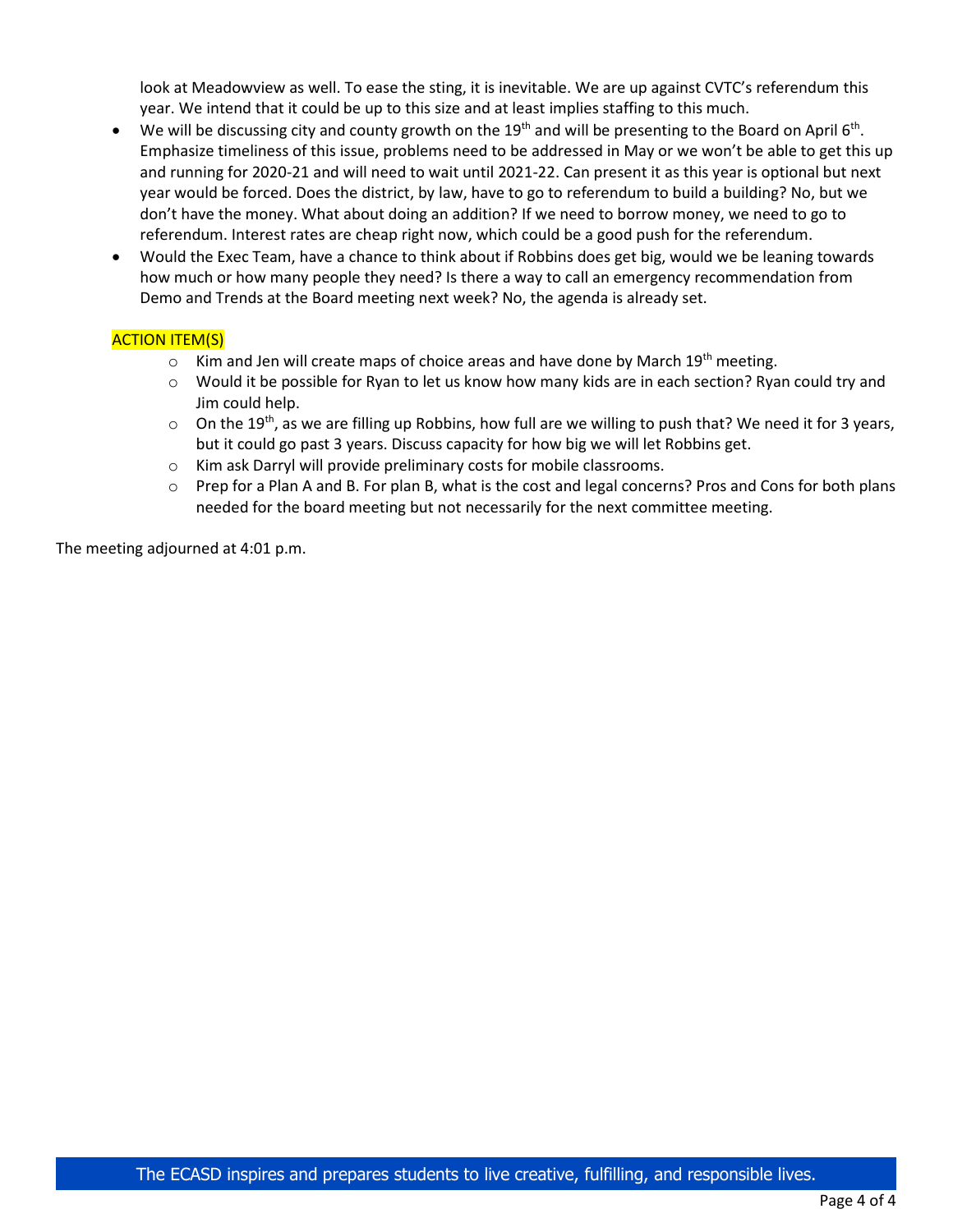look at Meadowview as well. To ease the sting, it is inevitable. We are up against CVTC's referendum this year. We intend that it could be up to this size and at least implies staffing to this much.

- We will be discussing city and county growth on the 19th and will be presenting to the Board on April 6th. Emphasize timeliness of this issue, problems need to be addressed in May or we won't be able to get this up and running for 2020-21 and will need to wait until 2021-22. Can present it as this year is optional but next year would be forced. Does the district, by law, have to go to referendum to build a building? No, but we don't have the money. What about doing an addition? If we need to borrow money, we need to go to referendum. Interest rates are cheap right now, which could be a good push for the referendum.
- Would the Exec Team, have a chance to think about if Robbins does get big, would we be leaning towards how much or how many people they need? Is there a way to call an emergency recommendation from Demo and Trends at the Board meeting next week? No, the agenda is already set.

ACTION ITEM(S)

- Kim and Jen will create maps of choice areas and have done by March 19th meeting.
- Would it be possible for Ryan to let us know how many kids are in each section? Ryan could try and Jim could help.
- On the 19th, as we are filling up Robbins, how full are we willing to push that? We need it for 3 years, but it could go past 3 years. Discuss capacity for how big we will let Robbins get.
- Kim ask Darryl will provide preliminary costs for mobile classrooms.
- Prep for a Plan A and B. For plan B, what is the cost and legal concerns? Pros and Cons for both plans needed for the board meeting but not necessarily for the next committee meeting.

The meeting adjourned at 4:01 p.m.

The ECASD inspires and prepares students to live creative, fulfilling, and responsible lives.